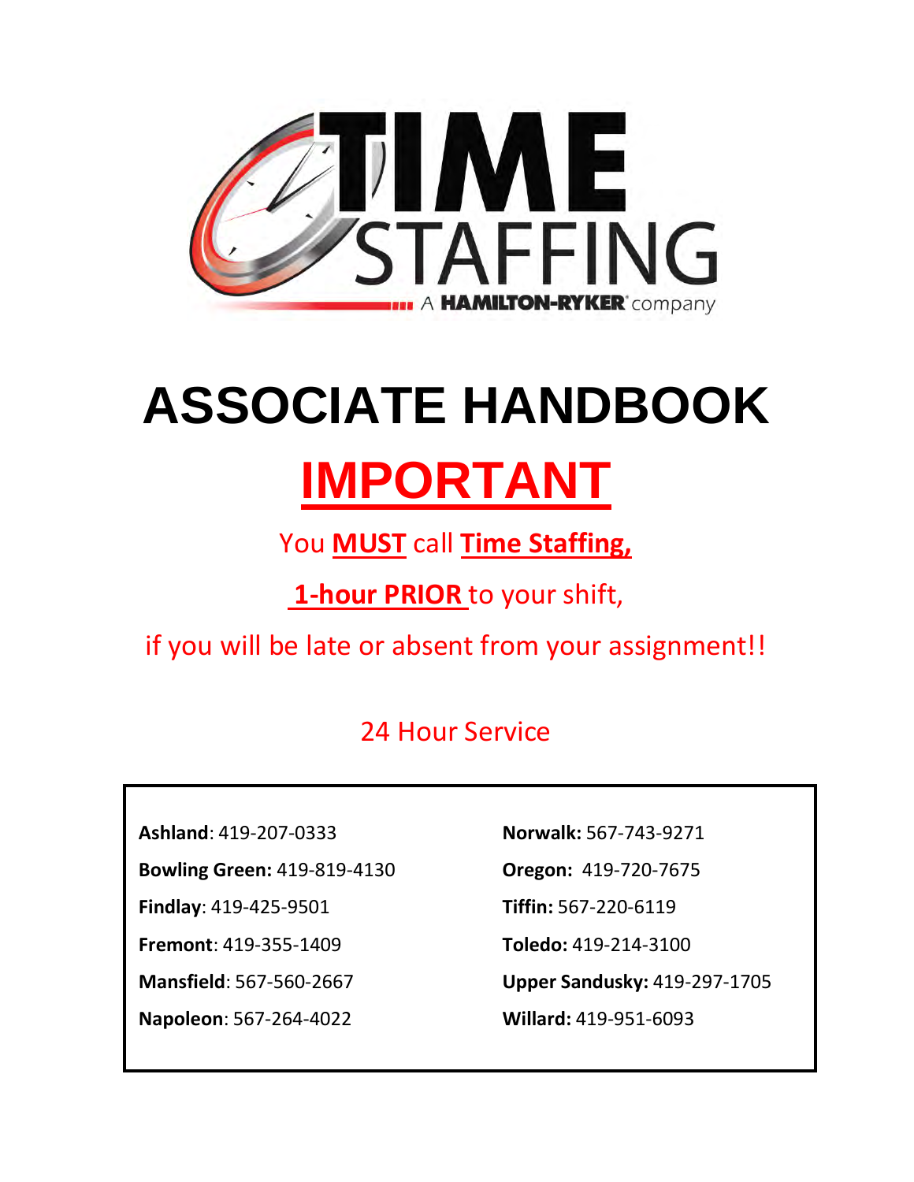TIME STAFFING

A HAMILTON-RYKER company

# ASSOCIATE HANDBOOK

# IMPORTANT

You **MUST** call **Time Staffing,**

**1-hour PRIOR** to your shift,

if you will be late or absent from your assignment!!

24 Hour Service

**Ashland**: 419-207-0333

**Bowling Green:** 419-819-4130

**Findlay**: 419-425-9501

**Fremont**: 419-355-1409

**Mansfield**: 567-560-2667

**Napoleon**: 567-264-4022

**Norwalk:** 567-743-9271

**Oregon:** 419-720-7675

**Tiffin:** 567-220-6119

**Toledo:** 419-214-3100

**Upper Sandusky:** 419-297-1705

**Willard:** 419-951-6093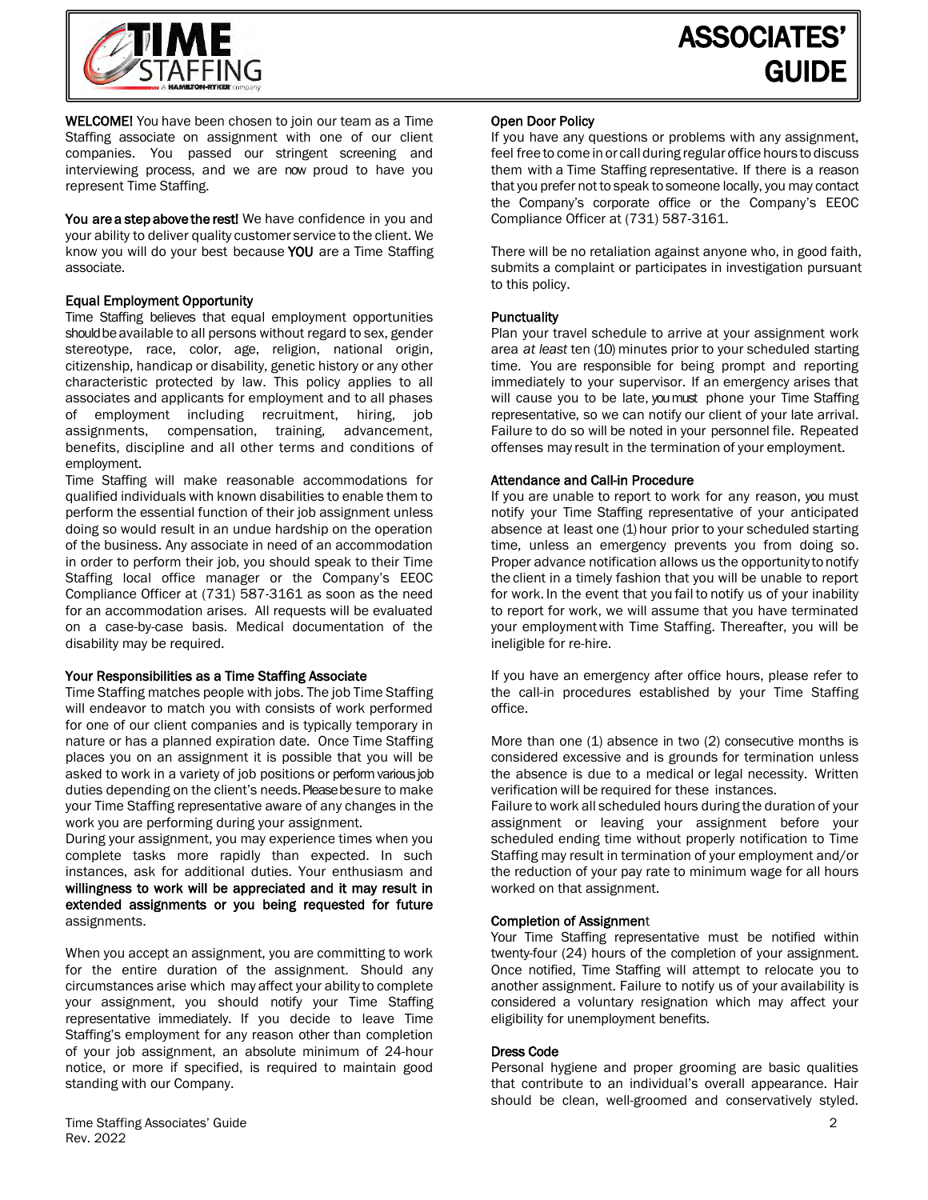# ASSOCIATES' GUIDE

**WELCOME!** You have been chosen to join our team as a Time Staffing associate on assignment with one of our client companies. You passed our stringent screening and interviewing process, and we are now proud to have you represent Time Staffing.

**You are a step above the rest!** We have confidence in you and your ability to deliver quality customer service to the client. We know you will do your best because **YOU** are a Time Staffing associate.

### Equal Employment Opportunity

Time Staffing believes that equal employment opportunities should be available to all persons without regard to sex, gender stereotype, race, color, age, religion, national origin, citizenship, handicap or disability, genetic history or any other characteristic protected by law. This policy applies to all associates and applicants for employment and to all phases of employment including recruitment, hiring, job assignments, compensation, training, advancement, benefits, discipline and all other terms and conditions of employment.

Time Staffing will make reasonable accommodations for qualified individuals with known disabilities to enable them to perform the essential function of their job assignment unless doing so would result in an undue hardship on the operation of the business. Any associate in need of an accommodation in order to perform their job, you should speak to their Time Staffing local office manager or the Company's EEOC Compliance Officer at (731) 587-3161 as soon as the need for an accommodation arises. All requests will be evaluated on a case-by-case basis. Medical documentation of the disability may be required.

### Your Responsibilities as a Time Staffing Associate

Time Staffing matches people with jobs. The job Time Staffing will endeavor to match you with consists of work performed for one of our client companies and is typically temporary in nature or has a planned expiration date. Once Time Staffing places you on an assignment it is possible that you will be asked to work in a variety of job positions or perform various job duties depending on the client's needs. Please be sure to make your Time Staffing representative aware of any changes in the work you are performing during your assignment.

During your assignment, you may experience times when you complete tasks more rapidly than expected. In such instances, ask for additional duties. Your enthusiasm and **willingness to work will be appreciated and it may result in extended assignments or you being requested for future** assignments.

When you accept an assignment, you are committing to work for the entire duration of the assignment. Should any circumstances arise which may affect your ability to complete your assignment, you should notify your Time Staffing representative immediately. If you decide to leave Time Staffing's employment for any reason other than completion of your job assignment, an absolute minimum of 24-hour notice, or more if specified, is required to maintain good standing with our Company.

### Open Door Policy

If you have any questions or problems with any assignment, feel free to come in or call during regular office hours to discuss them with a Time Staffing representative. If there is a reason that you prefer not to speak to someone locally, you may contact the Company's corporate office or the Company's EEOC Compliance Officer at (731) 587-3161.

There will be no retaliation against anyone who, in good faith, submits a complaint or participates in investigation pursuant to this policy.

### Punctuality

Plan your travel schedule to arrive at your assignment work area *at least* ten (10) minutes prior to your scheduled starting time. You are responsible for being prompt and reporting immediately to your supervisor. If an emergency arises that will cause you to be late, you must phone your Time Staffing representative, so we can notify our client of your late arrival. Failure to do so will be noted in your personnel file. Repeated offenses may result in the termination of your employment.

### Attendance and Call-in Procedure

If you are unable to report to work for any reason, you must notify your Time Staffing representative of your anticipated absence at least one (1) hour prior to your scheduled starting time, unless an emergency prevents you from doing so. Proper advance notification allows us the opportunity to notify the client in a timely fashion that you will be unable to report for work. In the event that you fail to notify us of your inability to report for work, we will assume that you have terminated your employment with Time Staffing. Thereafter, you will be ineligible for re-hire.

If you have an emergency after office hours, please refer to the call-in procedures established by your Time Staffing office.

More than one (1) absence in two (2) consecutive months is considered excessive and is grounds for termination unless the absence is due to a medical or legal necessity. Written verification will be required for these instances.

Failure to work all scheduled hours during the duration of your assignment or leaving your assignment before your scheduled ending time without properly notification to Time Staffing may result in termination of your employment and/or the reduction of your pay rate to minimum wage for all hours worked on that assignment.

### Completion of Assignment

Your Time Staffing representative must be notified within twenty-four (24) hours of the completion of your assignment. Once notified, Time Staffing will attempt to relocate you to another assignment. Failure to notify us of your availability is considered a voluntary resignation which may affect your eligibility for unemployment benefits.

### Dress Code

Personal hygiene and proper grooming are basic qualities that contribute to an individual's overall appearance. Hair should be clean, well-groomed and conservatively styled.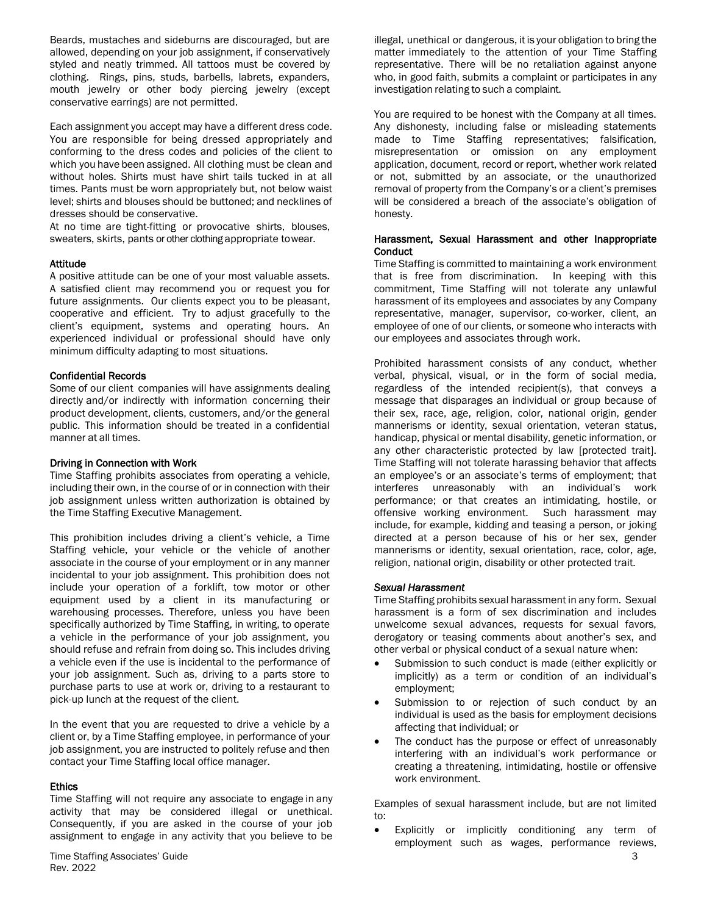Beards, mustaches and sideburns are discouraged, but are allowed, depending on your job assignment, if conservatively styled and neatly trimmed. All tattoos must be covered by clothing. Rings, pins, studs, barbells, labrets, expanders, mouth jewelry or other body piercing jewelry (except conservative earrings) are not permitted.

Each assignment you accept may have a different dress code. You are responsible for being dressed appropriately and conforming to the dress codes and policies of the client to which you have been assigned. All clothing must be clean and without holes. Shirts must have shirt tails tucked in at all times. Pants must be worn appropriately but, not below waist level; shirts and blouses should be buttoned; and necklines of dresses should be conservative.
At no time are tight-fitting or provocative shirts, blouses, sweaters, skirts, pants or other clothing appropriate to wear.

**Attitude**
A positive attitude can be one of your most valuable assets. A satisfied client may recommend you or request you for future assignments. Our clients expect you to be pleasant, cooperative and efficient. Try to adjust gracefully to the client's equipment, systems and operating hours. An experienced individual or professional should have only minimum difficulty adapting to most situations.

**Confidential Records**
Some of our client companies will have assignments dealing directly and/or indirectly with information concerning their product development, clients, customers, and/or the general public. This information should be treated in a confidential manner at all times.

**Driving in Connection with Work**
Time Staffing prohibits associates from operating a vehicle, including their own, in the course of or in connection with their job assignment unless written authorization is obtained by the Time Staffing Executive Management.

This prohibition includes driving a client's vehicle, a Time Staffing vehicle, your vehicle or the vehicle of another associate in the course of your employment or in any manner incidental to your job assignment. This prohibition does not include your operation of a forklift, tow motor or other equipment used by a client in its manufacturing or warehousing processes. Therefore, unless you have been specifically authorized by Time Staffing, in writing, to operate a vehicle in the performance of your job assignment, you should refuse and refrain from doing so. This includes driving a vehicle even if the use is incidental to the performance of your job assignment. Such as, driving to a parts store to purchase parts to use at work or, driving to a restaurant to pick-up lunch at the request of the client.

In the event that you are requested to drive a vehicle by a client or, by a Time Staffing employee, in performance of your job assignment, you are instructed to politely refuse and then contact your Time Staffing local office manager.

**Ethics**
Time Staffing will not require any associate to engage in any activity that may be considered illegal or unethical. Consequently, if you are asked in the course of your job assignment to engage in any activity that you believe to be illegal, unethical or dangerous, it is your obligation to bring the matter immediately to the attention of your Time Staffing representative. There will be no retaliation against anyone who, in good faith, submits a complaint or participates in any investigation relating to such a complaint.

You are required to be honest with the Company at all times. Any dishonesty, including false or misleading statements made to Time Staffing representatives; falsification, misrepresentation or omission on any employment application, document, record or report, whether work related or not, submitted by an associate, or the unauthorized removal of property from the Company's or a client's premises will be considered a breach of the associate's obligation of honesty.

**Harassment, Sexual Harassment and other Inappropriate Conduct**
Time Staffing is committed to maintaining a work environment that is free from discrimination. In keeping with this commitment, Time Staffing will not tolerate any unlawful harassment of its employees and associates by any Company representative, manager, supervisor, co-worker, client, an employee of one of our clients, or someone who interacts with our employees and associates through work.

Prohibited harassment consists of any conduct, whether verbal, physical, visual, or in the form of social media, regardless of the intended recipient(s), that conveys a message that disparages an individual or group because of their sex, race, age, religion, color, national origin, gender mannerisms or identity, sexual orientation, veteran status, handicap, physical or mental disability, genetic information, or any other characteristic protected by law [protected trait]. Time Staffing will not tolerate harassing behavior that affects an employee's or an associate's terms of employment; that interferes unreasonably with an individual's work performance; or that creates an intimidating, hostile, or offensive working environment. Such harassment may include, for example, kidding and teasing a person, or joking directed at a person because of his or her sex, gender mannerisms or identity, sexual orientation, race, color, age, religion, national origin, disability or other protected trait.

***Sexual Harassment***
Time Staffing prohibits sexual harassment in any form. Sexual harassment is a form of sex discrimination and includes unwelcome sexual advances, requests for sexual favors, derogatory or teasing comments about another's sex, and other verbal or physical conduct of a sexual nature when:

- Submission to such conduct is made (either explicitly or implicitly) a term or condition of an individual's employment;
- Submission to or rejection of such conduct by an individual is used as the basis for employment decisions affecting that individual; or
- The conduct has the purpose or effect of unreasonably interfering with an individual's work performance or creating a threatening, intimidating, hostile or offensive work environment.

Examples of sexual harassment include, but are not limited to:

- Explicitly or implicitly conditioning any term of employment such as wages, performance reviews,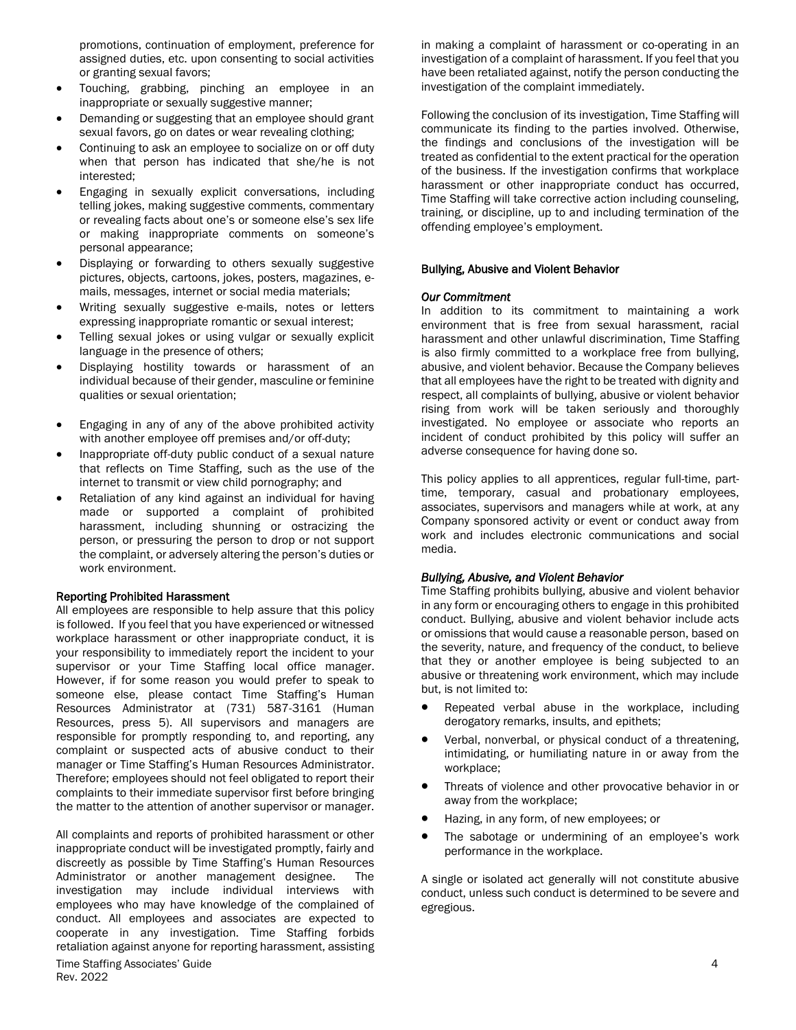promotions, continuation of employment, preference for assigned duties, etc. upon consenting to social activities or granting sexual favors;

- Touching, grabbing, pinching an employee in an inappropriate or sexually suggestive manner;
- Demanding or suggesting that an employee should grant sexual favors, go on dates or wear revealing clothing;
- Continuing to ask an employee to socialize on or off duty when that person has indicated that she/he is not interested;
- Engaging in sexually explicit conversations, including telling jokes, making suggestive comments, commentary or revealing facts about one's or someone else's sex life or making inappropriate comments on someone's personal appearance;
- Displaying or forwarding to others sexually suggestive pictures, objects, cartoons, jokes, posters, magazines, e-mails, messages, internet or social media materials;
- Writing sexually suggestive e-mails, notes or letters expressing inappropriate romantic or sexual interest;
- Telling sexual jokes or using vulgar or sexually explicit language in the presence of others;
- Displaying hostility towards or harassment of an individual because of their gender, masculine or feminine qualities or sexual orientation;
- Engaging in any of any of the above prohibited activity with another employee off premises and/or off-duty;
- Inappropriate off-duty public conduct of a sexual nature that reflects on Time Staffing, such as the use of the internet to transmit or view child pornography; and
- Retaliation of any kind against an individual for having made or supported a complaint of prohibited harassment, including shunning or ostracizing the person, or pressuring the person to drop or not support the complaint, or adversely altering the person's duties or work environment.

#### Reporting Prohibited Harassment

All employees are responsible to help assure that this policy is followed. If you feel that you have experienced or witnessed workplace harassment or other inappropriate conduct, it is your responsibility to immediately report the incident to your supervisor or your Time Staffing local office manager. However, if for some reason you would prefer to speak to someone else, please contact Time Staffing's Human Resources Administrator at (731) 587-3161 (Human Resources, press 5). All supervisors and managers are responsible for promptly responding to, and reporting, any complaint or suspected acts of abusive conduct to their manager or Time Staffing's Human Resources Administrator. Therefore; employees should not feel obligated to report their complaints to their immediate supervisor first before bringing the matter to the attention of another supervisor or manager.

All complaints and reports of prohibited harassment or other inappropriate conduct will be investigated promptly, fairly and discreetly as possible by Time Staffing's Human Resources Administrator or another management designee. The investigation may include individual interviews with employees who may have knowledge of the complained of conduct. All employees and associates are expected to cooperate in any investigation. Time Staffing forbids retaliation against anyone for reporting harassment, assisting in making a complaint of harassment or co-operating in an investigation of a complaint of harassment. If you feel that you have been retaliated against, notify the person conducting the investigation of the complaint immediately.

Following the conclusion of its investigation, Time Staffing will communicate its finding to the parties involved. Otherwise, the findings and conclusions of the investigation will be treated as confidential to the extent practical for the operation of the business. If the investigation confirms that workplace harassment or other inappropriate conduct has occurred, Time Staffing will take corrective action including counseling, training, or discipline, up to and including termination of the offending employee's employment.

### Bullying, Abusive and Violent Behavior

#### *Our Commitment*

In addition to its commitment to maintaining a work environment that is free from sexual harassment, racial harassment and other unlawful discrimination, Time Staffing is also firmly committed to a workplace free from bullying, abusive, and violent behavior. Because the Company believes that all employees have the right to be treated with dignity and respect, all complaints of bullying, abusive or violent behavior rising from work will be taken seriously and thoroughly investigated. No employee or associate who reports an incident of conduct prohibited by this policy will suffer an adverse consequence for having done so.

This policy applies to all apprentices, regular full-time, part-time, temporary, casual and probationary employees, associates, supervisors and managers while at work, at any Company sponsored activity or event or conduct away from work and includes electronic communications and social media.

#### *Bullying, Abusive, and Violent Behavior*

Time Staffing prohibits bullying, abusive and violent behavior in any form or encouraging others to engage in this prohibited conduct. Bullying, abusive and violent behavior include acts or omissions that would cause a reasonable person, based on the severity, nature, and frequency of the conduct, to believe that they or another employee is being subjected to an abusive or threatening work environment, which may include but, is not limited to:

- Repeated verbal abuse in the workplace, including derogatory remarks, insults, and epithets;
- Verbal, nonverbal, or physical conduct of a threatening, intimidating, or humiliating nature in or away from the workplace;
- Threats of violence and other provocative behavior in or away from the workplace;
- Hazing, in any form, of new employees; or
- The sabotage or undermining of an employee's work performance in the workplace.

A single or isolated act generally will not constitute abusive conduct, unless such conduct is determined to be severe and egregious.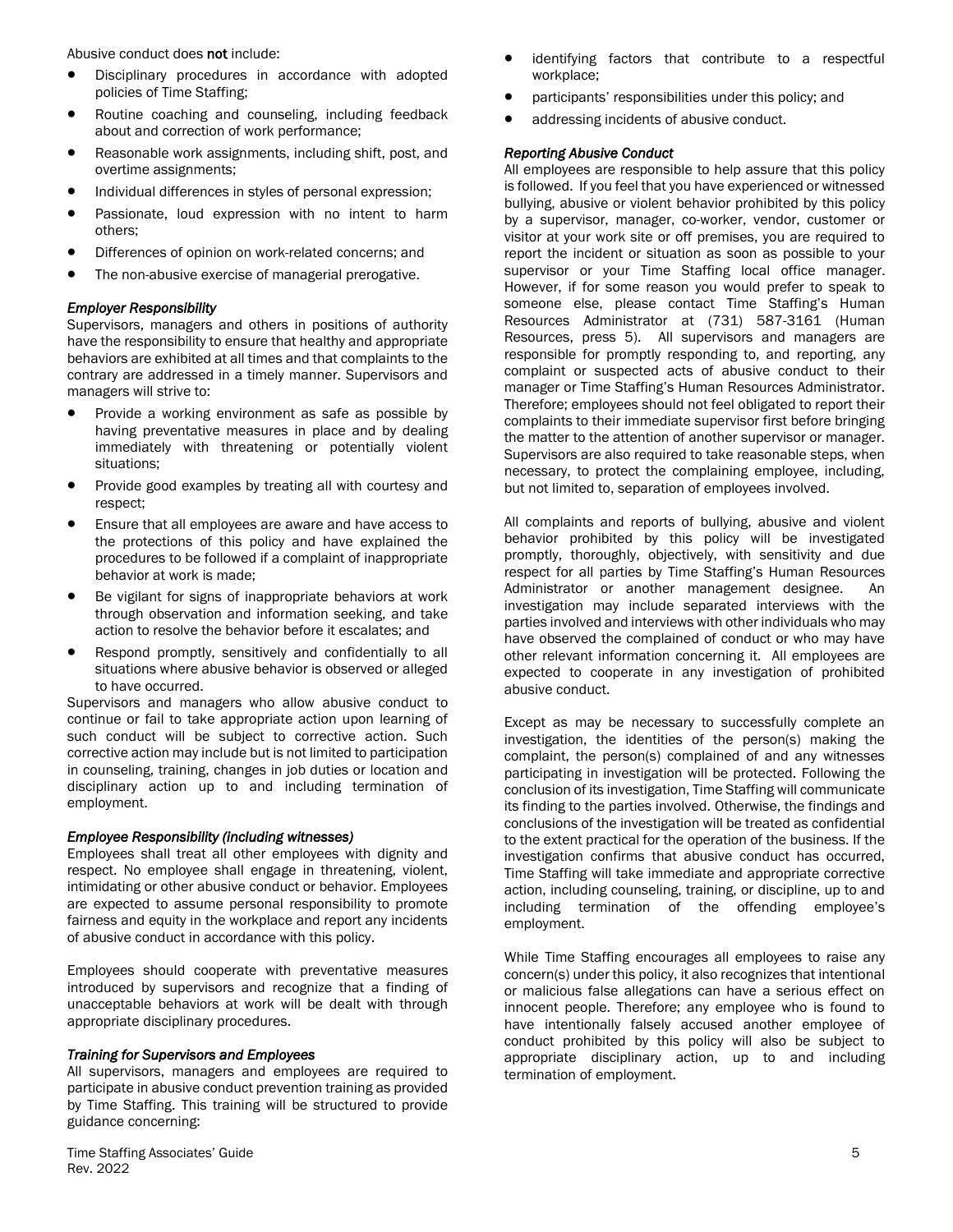Abusive conduct does **not** include:

- Disciplinary procedures in accordance with adopted policies of Time Staffing;
- Routine coaching and counseling, including feedback about and correction of work performance;
- Reasonable work assignments, including shift, post, and overtime assignments;
- Individual differences in styles of personal expression;
- Passionate, loud expression with no intent to harm others;
- Differences of opinion on work-related concerns; and
- The non-abusive exercise of managerial prerogative.

***Employer Responsibility***

Supervisors, managers and others in positions of authority have the responsibility to ensure that healthy and appropriate behaviors are exhibited at all times and that complaints to the contrary are addressed in a timely manner. Supervisors and managers will strive to:

- Provide a working environment as safe as possible by having preventative measures in place and by dealing immediately with threatening or potentially violent situations;
- Provide good examples by treating all with courtesy and respect;
- Ensure that all employees are aware and have access to the protections of this policy and have explained the procedures to be followed if a complaint of inappropriate behavior at work is made;
- Be vigilant for signs of inappropriate behaviors at work through observation and information seeking, and take action to resolve the behavior before it escalates; and
- Respond promptly, sensitively and confidentially to all situations where abusive behavior is observed or alleged to have occurred.

Supervisors and managers who allow abusive conduct to continue or fail to take appropriate action upon learning of such conduct will be subject to corrective action. Such corrective action may include but is not limited to participation in counseling, training, changes in job duties or location and disciplinary action up to and including termination of employment.

***Employee Responsibility (including witnesses)***

Employees shall treat all other employees with dignity and respect. No employee shall engage in threatening, violent, intimidating or other abusive conduct or behavior. Employees are expected to assume personal responsibility to promote fairness and equity in the workplace and report any incidents of abusive conduct in accordance with this policy.

Employees should cooperate with preventative measures introduced by supervisors and recognize that a finding of unacceptable behaviors at work will be dealt with through appropriate disciplinary procedures.

***Training for Supervisors and Employees***

All supervisors, managers and employees are required to participate in abusive conduct prevention training as provided by Time Staffing. This training will be structured to provide guidance concerning:

- identifying factors that contribute to a respectful workplace;
- participants' responsibilities under this policy; and
- addressing incidents of abusive conduct.

***Reporting Abusive Conduct***

All employees are responsible to help assure that this policy is followed. If you feel that you have experienced or witnessed bullying, abusive or violent behavior prohibited by this policy by a supervisor, manager, co-worker, vendor, customer or visitor at your work site or off premises, you are required to report the incident or situation as soon as possible to your supervisor or your Time Staffing local office manager. However, if for some reason you would prefer to speak to someone else, please contact Time Staffing's Human Resources Administrator at (731) 587-3161 (Human Resources, press 5). All supervisors and managers are responsible for promptly responding to, and reporting, any complaint or suspected acts of abusive conduct to their manager or Time Staffing's Human Resources Administrator. Therefore; employees should not feel obligated to report their complaints to their immediate supervisor first before bringing the matter to the attention of another supervisor or manager. Supervisors are also required to take reasonable steps, when necessary, to protect the complaining employee, including, but not limited to, separation of employees involved.

All complaints and reports of bullying, abusive and violent behavior prohibited by this policy will be investigated promptly, thoroughly, objectively, with sensitivity and due respect for all parties by Time Staffing's Human Resources Administrator or another management designee. An investigation may include separated interviews with the parties involved and interviews with other individuals who may have observed the complained of conduct or who may have other relevant information concerning it. All employees are expected to cooperate in any investigation of prohibited abusive conduct.

Except as may be necessary to successfully complete an investigation, the identities of the person(s) making the complaint, the person(s) complained of and any witnesses participating in investigation will be protected. Following the conclusion of its investigation, Time Staffing will communicate its finding to the parties involved. Otherwise, the findings and conclusions of the investigation will be treated as confidential to the extent practical for the operation of the business. If the investigation confirms that abusive conduct has occurred, Time Staffing will take immediate and appropriate corrective action, including counseling, training, or discipline, up to and including termination of the offending employee's employment.

While Time Staffing encourages all employees to raise any concern(s) under this policy, it also recognizes that intentional or malicious false allegations can have a serious effect on innocent people. Therefore; any employee who is found to have intentionally falsely accused another employee of conduct prohibited by this policy will also be subject to appropriate disciplinary action, up to and including termination of employment.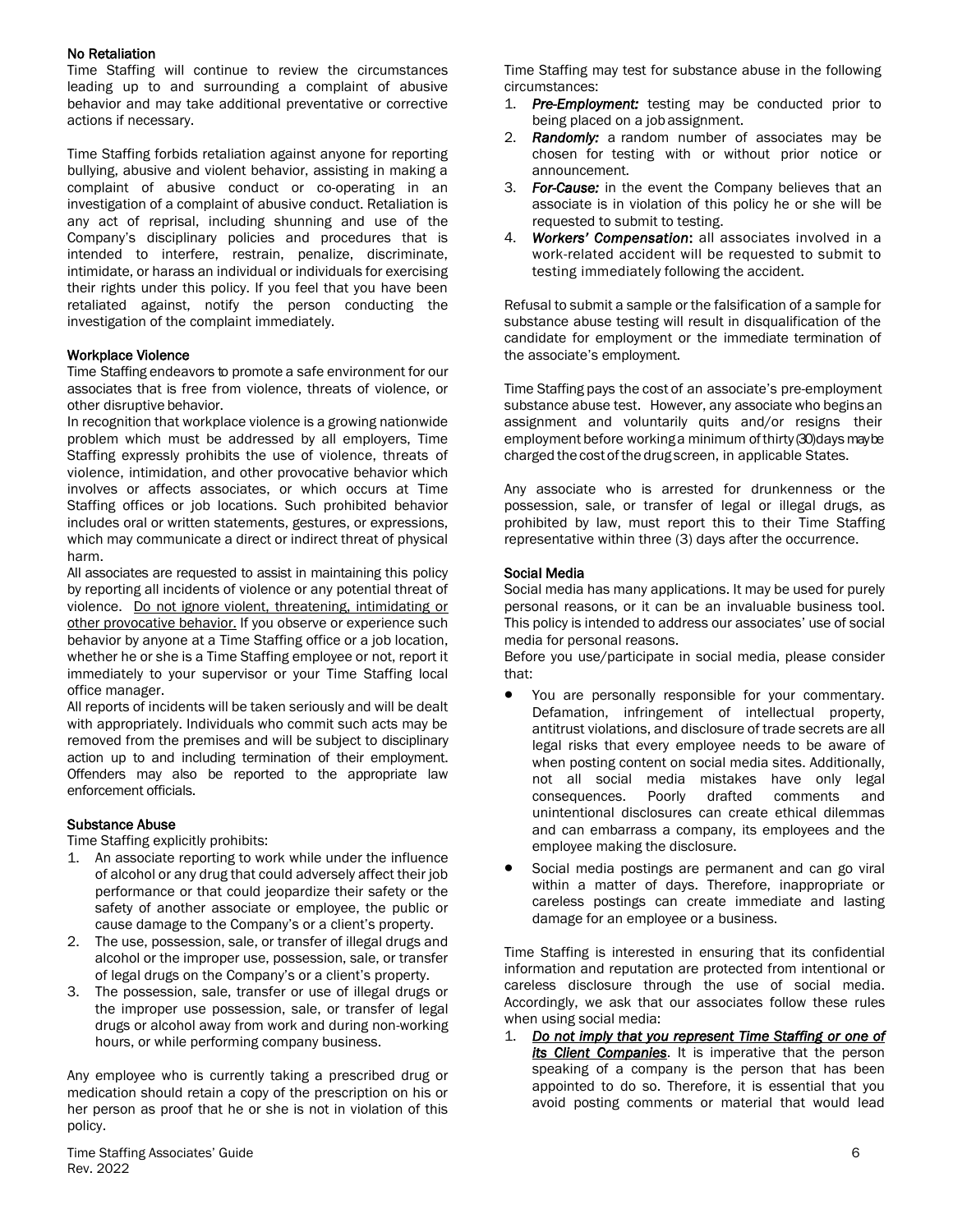### No Retaliation

Time Staffing will continue to review the circumstances leading up to and surrounding a complaint of abusive behavior and may take additional preventative or corrective actions if necessary.

Time Staffing forbids retaliation against anyone for reporting bullying, abusive and violent behavior, assisting in making a complaint of abusive conduct or co-operating in an investigation of a complaint of abusive conduct. Retaliation is any act of reprisal, including shunning and use of the Company's disciplinary policies and procedures that is intended to interfere, restrain, penalize, discriminate, intimidate, or harass an individual or individuals for exercising their rights under this policy. If you feel that you have been retaliated against, notify the person conducting the investigation of the complaint immediately.

### Workplace Violence

Time Staffing endeavors to promote a safe environment for our associates that is free from violence, threats of violence, or other disruptive behavior.

In recognition that workplace violence is a growing nationwide problem which must be addressed by all employers, Time Staffing expressly prohibits the use of violence, threats of violence, intimidation, and other provocative behavior which involves or affects associates, or which occurs at Time Staffing offices or job locations. Such prohibited behavior includes oral or written statements, gestures, or expressions, which may communicate a direct or indirect threat of physical harm.

All associates are requested to assist in maintaining this policy by reporting all incidents of violence or any potential threat of violence. Do not ignore violent, threatening, intimidating or other provocative behavior. If you observe or experience such behavior by anyone at a Time Staffing office or a job location, whether he or she is a Time Staffing employee or not, report it immediately to your supervisor or your Time Staffing local office manager.

All reports of incidents will be taken seriously and will be dealt with appropriately. Individuals who commit such acts may be removed from the premises and will be subject to disciplinary action up to and including termination of their employment. Offenders may also be reported to the appropriate law enforcement officials.

### Substance Abuse

Time Staffing explicitly prohibits:

1. An associate reporting to work while under the influence of alcohol or any drug that could adversely affect their job performance or that could jeopardize their safety or the safety of another associate or employee, the public or cause damage to the Company's or a client's property.
2. The use, possession, sale, or transfer of illegal drugs and alcohol or the improper use, possession, sale, or transfer of legal drugs on the Company's or a client's property.
3. The possession, sale, transfer or use of illegal drugs or the improper use possession, sale, or transfer of legal drugs or alcohol away from work and during non-working hours, or while performing company business.

Any employee who is currently taking a prescribed drug or medication should retain a copy of the prescription on his or her person as proof that he or she is not in violation of this policy.

Time Staffing may test for substance abuse in the following circumstances:

1. ***Pre-Employment:*** testing may be conducted prior to being placed on a job assignment.
2. ***Randomly:*** a random number of associates may be chosen for testing with or without prior notice or announcement.
3. ***For-Cause:*** in the event the Company believes that an associate is in violation of this policy he or she will be requested to submit to testing.
4. ***Workers' Compensation*:** all associates involved in a work-related accident will be requested to submit to testing immediately following the accident.

Refusal to submit a sample or the falsification of a sample for substance abuse testing will result in disqualification of the candidate for employment or the immediate termination of the associate's employment.

Time Staffing pays the cost of an associate's pre-employment substance abuse test. However, any associate who begins an assignment and voluntarily quits and/or resigns their employment before working a minimum of thirty (30) days may be charged the cost of the drug screen, in applicable States.

Any associate who is arrested for drunkenness or the possession, sale, or transfer of legal or illegal drugs, as prohibited by law, must report this to their Time Staffing representative within three (3) days after the occurrence.

### Social Media

Social media has many applications. It may be used for purely personal reasons, or it can be an invaluable business tool. This policy is intended to address our associates' use of social media for personal reasons.

Before you use/participate in social media, please consider that:

- You are personally responsible for your commentary. Defamation, infringement of intellectual property, antitrust violations, and disclosure of trade secrets are all legal risks that every employee needs to be aware of when posting content on social media sites. Additionally, not all social media mistakes have only legal consequences. Poorly drafted comments and unintentional disclosures can create ethical dilemmas and can embarrass a company, its employees and the employee making the disclosure.
- Social media postings are permanent and can go viral within a matter of days. Therefore, inappropriate or careless postings can create immediate and lasting damage for an employee or a business.

Time Staffing is interested in ensuring that its confidential information and reputation are protected from intentional or careless disclosure through the use of social media. Accordingly, we ask that our associates follow these rules when using social media:

1. ***Do not imply that you represent Time Staffing or one of its Client Companies***. It is imperative that the person speaking of a company is the person that has been appointed to do so. Therefore, it is essential that you avoid posting comments or material that would lead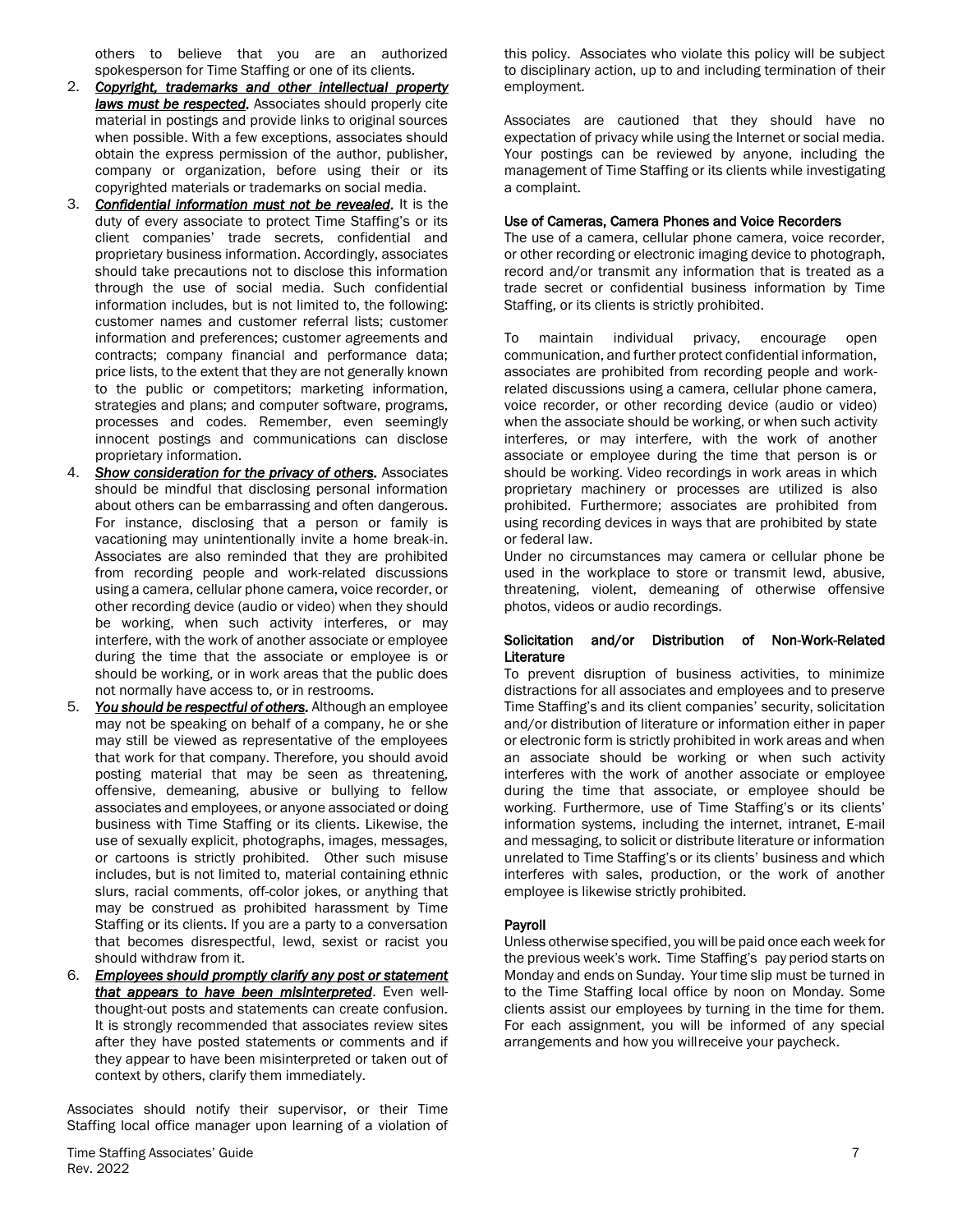others to believe that you are an authorized spokesperson for Time Staffing or one of its clients.

2. ***Copyright, trademarks and other intellectual property laws must be respected.*** Associates should properly cite material in postings and provide links to original sources when possible. With a few exceptions, associates should obtain the express permission of the author, publisher, company or organization, before using their or its copyrighted materials or trademarks on social media.
3. ***Confidential information must not be revealed.*** It is the duty of every associate to protect Time Staffing's or its client companies' trade secrets, confidential and proprietary business information. Accordingly, associates should take precautions not to disclose this information through the use of social media. Such confidential information includes, but is not limited to, the following: customer names and customer referral lists; customer information and preferences; customer agreements and contracts; company financial and performance data; price lists, to the extent that they are not generally known to the public or competitors; marketing information, strategies and plans; and computer software, programs, processes and codes. Remember, even seemingly innocent postings and communications can disclose proprietary information.
4. ***Show consideration for the privacy of others.*** Associates should be mindful that disclosing personal information about others can be embarrassing and often dangerous. For instance, disclosing that a person or family is vacationing may unintentionally invite a home break-in. Associates are also reminded that they are prohibited from recording people and work-related discussions using a camera, cellular phone camera, voice recorder, or other recording device (audio or video) when they should be working, when such activity interferes, or may interfere, with the work of another associate or employee during the time that the associate or employee is or should be working, or in work areas that the public does not normally have access to, or in restrooms.
5. ***You should be respectful of others.*** Although an employee may not be speaking on behalf of a company, he or she may still be viewed as representative of the employees that work for that company. Therefore, you should avoid posting material that may be seen as threatening, offensive, demeaning, abusive or bullying to fellow associates and employees, or anyone associated or doing business with Time Staffing or its clients. Likewise, the use of sexually explicit, photographs, images, messages, or cartoons is strictly prohibited. Other such misuse includes, but is not limited to, material containing ethnic slurs, racial comments, off-color jokes, or anything that may be construed as prohibited harassment by Time Staffing or its clients. If you are a party to a conversation that becomes disrespectful, lewd, sexist or racist you should withdraw from it.
6. ***Employees should promptly clarify any post or statement that appears to have been misinterpreted.*** Even well-thought-out posts and statements can create confusion. It is strongly recommended that associates review sites after they have posted statements or comments and if they appear to have been misinterpreted or taken out of context by others, clarify them immediately.

Associates should notify their supervisor, or their Time Staffing local office manager upon learning of a violation of this policy. Associates who violate this policy will be subject to disciplinary action, up to and including termination of their employment.

Associates are cautioned that they should have no expectation of privacy while using the Internet or social media. Your postings can be reviewed by anyone, including the management of Time Staffing or its clients while investigating a complaint.

#### Use of Cameras, Camera Phones and Voice Recorders

The use of a camera, cellular phone camera, voice recorder, or other recording or electronic imaging device to photograph, record and/or transmit any information that is treated as a trade secret or confidential business information by Time Staffing, or its clients is strictly prohibited.

To maintain individual privacy, encourage open communication, and further protect confidential information, associates are prohibited from recording people and work-related discussions using a camera, cellular phone camera, voice recorder, or other recording device (audio or video) when the associate should be working, or when such activity interferes, or may interfere, with the work of another associate or employee during the time that person is or should be working. Video recordings in work areas in which proprietary machinery or processes are utilized is also prohibited. Furthermore; associates are prohibited from using recording devices in ways that are prohibited by state or federal law.

Under no circumstances may camera or cellular phone be used in the workplace to store or transmit lewd, abusive, threatening, violent, demeaning of otherwise offensive photos, videos or audio recordings.

#### Solicitation and/or Distribution of Non-Work-Related Literature

To prevent disruption of business activities, to minimize distractions for all associates and employees and to preserve Time Staffing's and its client companies' security, solicitation and/or distribution of literature or information either in paper or electronic form is strictly prohibited in work areas and when an associate should be working or when such activity interferes with the work of another associate or employee during the time that associate, or employee should be working. Furthermore, use of Time Staffing's or its clients' information systems, including the internet, intranet, E-mail and messaging, to solicit or distribute literature or information unrelated to Time Staffing's or its clients' business and which interferes with sales, production, or the work of another employee is likewise strictly prohibited.

#### Payroll

Unless otherwise specified, you will be paid once each week for the previous week's work. Time Staffing's pay period starts on Monday and ends on Sunday. Your time slip must be turned in to the Time Staffing local office by noon on Monday. Some clients assist our employees by turning in the time for them. For each assignment, you will be informed of any special arrangements and how you will receive your paycheck.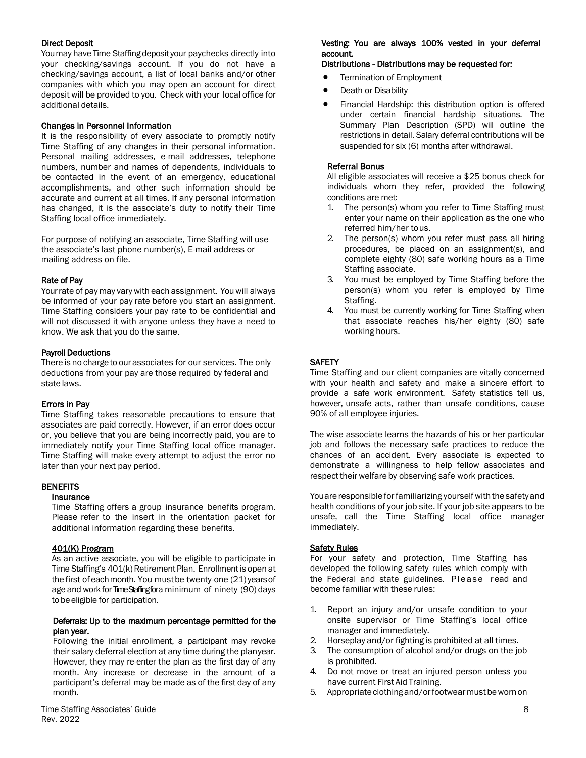### Direct Deposit

You may have Time Staffing deposit your paychecks directly into your checking/savings account. If you do not have a checking/savings account, a list of local banks and/or other companies with which you may open an account for direct deposit will be provided to you. Check with your local office for additional details.

### Changes in Personnel Information

It is the responsibility of every associate to promptly notify Time Staffing of any changes in their personal information. Personal mailing addresses, e-mail addresses, telephone numbers, number and names of dependents, individuals to be contacted in the event of an emergency, educational accomplishments, and other such information should be accurate and current at all times. If any personal information has changed, it is the associate's duty to notify their Time Staffing local office immediately.

For purpose of notifying an associate, Time Staffing will use the associate's last phone number(s), E-mail address or mailing address on file.

### Rate of Pay

Your rate of pay may vary with each assignment. You will always be informed of your pay rate before you start an assignment. Time Staffing considers your pay rate to be confidential and will not discussed it with anyone unless they have a need to know. We ask that you do the same.

### Payroll Deductions

There is no charge to our associates for our services. The only deductions from your pay are those required by federal and state laws.

### Errors in Pay

Time Staffing takes reasonable precautions to ensure that associates are paid correctly. However, if an error does occur or, you believe that you are being incorrectly paid, you are to immediately notify your Time Staffing local office manager. Time Staffing will make every attempt to adjust the error no later than your next pay period.

## BENEFITS

### Insurance

Time Staffing offers a group insurance benefits program. Please refer to the insert in the orientation packet for additional information regarding these benefits.

### 401(K) Program

As an active associate, you will be eligible to participate in Time Staffing's 401(k) Retirement Plan. Enrollment is open at the first of each month. You must be twenty-one (21) years of age and work for Time Staffing for a minimum of ninety (90) days to be eligible for participation.

**Deferrals: Up to the maximum percentage permitted for the plan year.**

Following the initial enrollment, a participant may revoke their salary deferral election at any time during the plan year. However, they may re-enter the plan as the first day of any month. Any increase or decrease in the amount of a participant's deferral may be made as of the first day of any month.

**Vesting: You are always 100% vested in your deferral account.**

**Distributions - Distributions may be requested for:**

- Termination of Employment
- Death or Disability
- Financial Hardship: this distribution option is offered under certain financial hardship situations. The Summary Plan Description (SPD) will outline the restrictions in detail. Salary deferral contributions will be suspended for six (6) months after withdrawal.

### Referral Bonus

All eligible associates will receive a $25 bonus check for individuals whom they refer, provided the following conditions are met:

1. The person(s) whom you refer to Time Staffing must enter your name on their application as the one who referred him/her to us.
2. The person(s) whom you refer must pass all hiring procedures, be placed on an assignment(s), and complete eighty (80) safe working hours as a Time Staffing associate.
3. You must be employed by Time Staffing before the person(s) whom you refer is employed by Time Staffing.
4. You must be currently working for Time Staffing when that associate reaches his/her eighty (80) safe working hours.

## SAFETY

Time Staffing and our client companies are vitally concerned with your health and safety and make a sincere effort to provide a safe work environment. Safety statistics tell us, however, unsafe acts, rather than unsafe conditions, cause 90% of all employee injuries.

The wise associate learns the hazards of his or her particular job and follows the necessary safe practices to reduce the chances of an accident. Every associate is expected to demonstrate a willingness to help fellow associates and respect their welfare by observing safe work practices.

You are responsible for familiarizing yourself with the safety and health conditions of your job site. If your job site appears to be unsafe, call the Time Staffing local office manager immediately.

### Safety Rules

For your safety and protection, Time Staffing has developed the following safety rules which comply with the Federal and state guidelines. Please read and become familiar with these rules:

1. Report an injury and/or unsafe condition to your onsite supervisor or Time Staffing's local office manager and immediately.
2. Horseplay and/or fighting is prohibited at all times.
3. The consumption of alcohol and/or drugs on the job is prohibited.
4. Do not move or treat an injured person unless you have current First Aid Training.
5. Appropriate clothing and/or footwear must be worn on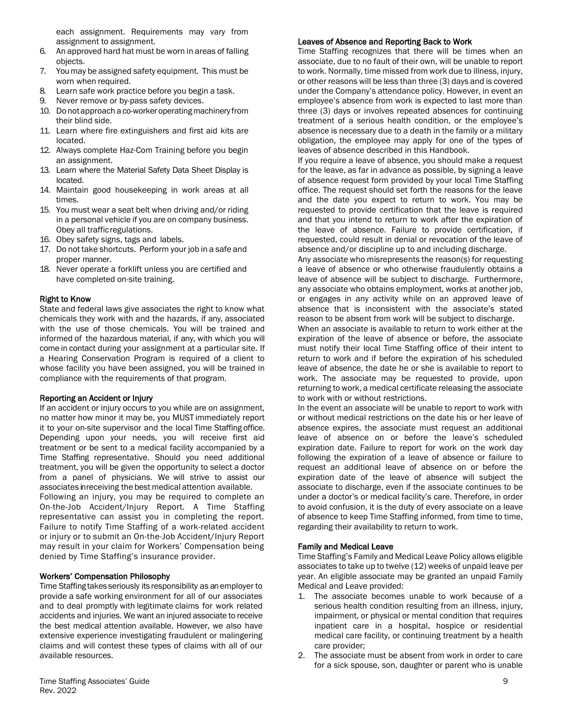each assignment. Requirements may vary from assignment to assignment.

6. An approved hard hat must be worn in areas of falling objects.
7. You may be assigned safety equipment. This must be worn when required.
8. Learn safe work practice before you begin a task.
9. Never remove or by-pass safety devices.
10. Do not approach a co-worker operating machinery from their blind side.
11. Learn where fire extinguishers and first aid kits are located.
12. Always complete Haz-Com Training before you begin an assignment.
13. Learn where the Material Safety Data Sheet Display is located.
14. Maintain good housekeeping in work areas at all times.
15. You must wear a seat belt when driving and/or riding in a personal vehicle if you are on company business. Obey all traffic regulations.
16. Obey safety signs, tags and labels.
17. Do not take shortcuts. Perform your job in a safe and proper manner.
18. Never operate a forklift unless you are certified and have completed on-site training.

### Right to Know

State and federal laws give associates the right to know what chemicals they work with and the hazards, if any, associated with the use of those chemicals. You will be trained and informed of the hazardous material, if any, with which you will come in contact during your assignment at a particular site. If a Hearing Conservation Program is required of a client to whose facility you have been assigned, you will be trained in compliance with the requirements of that program.

### Reporting an Accident or Injury

If an accident or injury occurs to you while are on assignment, no matter how minor it may be, you MUST immediately report it to your on-site supervisor and the local Time Staffing office. Depending upon your needs, you will receive first aid treatment or be sent to a medical facility accompanied by a Time Staffing representative. Should you need additional treatment, you will be given the opportunity to select a doctor from a panel of physicians. We will strive to assist our associates inreceiving the best medical attention available.

Following an injury, you may be required to complete an On-the-Job Accident/Injury Report. A Time Staffing representative can assist you in completing the report. Failure to notify Time Staffing of a work-related accident or injury or to submit an On-the-Job Accident/Injury Report may result in your claim for Workers' Compensation being denied by Time Staffing's insurance provider.

### Workers' Compensation Philosophy

Time Staffing takes seriously its responsibility as an employer to provide a safe working environment for all of our associates and to deal promptly with legitimate claims for work related accidents and injuries. We want an injured associate to receive the best medical attention available. However, we also have extensive experience investigating fraudulent or malingering claims and will contest these types of claims with all of our available resources.

### Leaves of Absence and Reporting Back to Work

Time Staffing recognizes that there will be times when an associate, due to no fault of their own, will be unable to report to work. Normally, time missed from work due to illness, injury, or other reasons will be less than three (3) days and is covered under the Company's attendance policy. However, in event an employee's absence from work is expected to last more than three (3) days or involves repeated absences for continuing treatment of a serious health condition, or the employee's absence is necessary due to a death in the family or a military obligation, the employee may apply for one of the types of leaves of absence described in this Handbook.

If you require a leave of absence, you should make a request for the leave, as far in advance as possible, by signing a leave of absence request form provided by your local Time Staffing office. The request should set forth the reasons for the leave and the date you expect to return to work. You may be requested to provide certification that the leave is required and that you intend to return to work after the expiration of the leave of absence. Failure to provide certification, if requested, could result in denial or revocation of the leave of absence and/or discipline up to and including discharge.

Any associate who misrepresents the reason(s) for requesting a leave of absence or who otherwise fraudulently obtains a leave of absence will be subject to discharge. Furthermore, any associate who obtains employment, works at another job, or engages in any activity while on an approved leave of absence that is inconsistent with the associate's stated reason to be absent from work will be subject to discharge.

When an associate is available to return to work either at the expiration of the leave of absence or before, the associate must notify their local Time Staffing office of their intent to return to work and if before the expiration of his scheduled leave of absence, the date he or she is available to report to work. The associate may be requested to provide, upon returning to work, a medical certificate releasing the associate to work with or without restrictions.

In the event an associate will be unable to report to work with or without medical restrictions on the date his or her leave of absence expires, the associate must request an additional leave of absence on or before the leave's scheduled expiration date. Failure to report for work on the work day following the expiration of a leave of absence or failure to request an additional leave of absence on or before the expiration date of the leave of absence will subject the associate to discharge, even if the associate continues to be under a doctor's or medical facility's care. Therefore, in order to avoid confusion, it is the duty of every associate on a leave of absence to keep Time Staffing informed, from time to time, regarding their availability to return to work.

### Family and Medical Leave

Time Staffing's Family and Medical Leave Policy allows eligible associates to take up to twelve (12) weeks of unpaid leave per year. An eligible associate may be granted an unpaid Family Medical and Leave provided:

1. The associate becomes unable to work because of a serious health condition resulting from an illness, injury, impairment, or physical or mental condition that requires inpatient care in a hospital, hospice or residential medical care facility, or continuing treatment by a health care provider;
2. The associate must be absent from work in order to care for a sick spouse, son, daughter or parent who is unable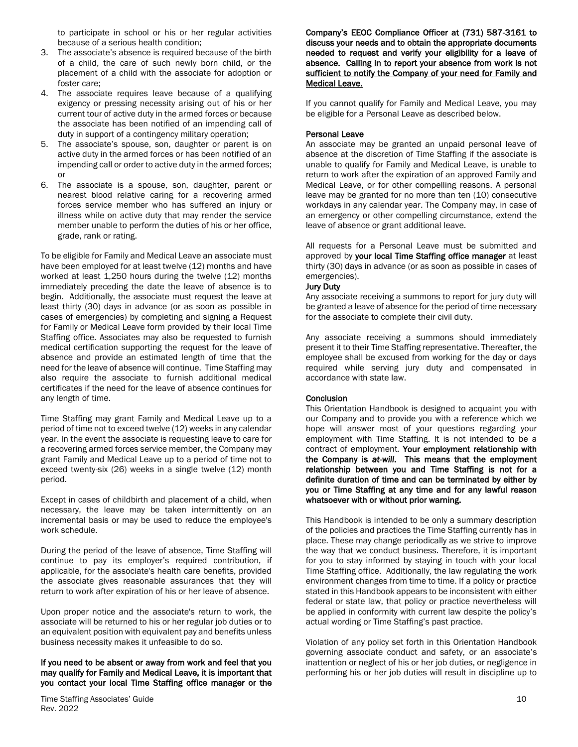to participate in school or his or her regular activities because of a serious health condition;

3. The associate's absence is required because of the birth of a child, the care of such newly born child, or the placement of a child with the associate for adoption or foster care;
4. The associate requires leave because of a qualifying exigency or pressing necessity arising out of his or her current tour of active duty in the armed forces or because the associate has been notified of an impending call of duty in support of a contingency military operation;
5. The associate's spouse, son, daughter or parent is on active duty in the armed forces or has been notified of an impending call or order to active duty in the armed forces; or
6. The associate is a spouse, son, daughter, parent or nearest blood relative caring for a recovering armed forces service member who has suffered an injury or illness while on active duty that may render the service member unable to perform the duties of his or her office, grade, rank or rating.

To be eligible for Family and Medical Leave an associate must have been employed for at least twelve (12) months and have worked at least 1,250 hours during the twelve (12) months immediately preceding the date the leave of absence is to begin. Additionally, the associate must request the leave at least thirty (30) days in advance (or as soon as possible in cases of emergencies) by completing and signing a Request for Family or Medical Leave form provided by their local Time Staffing office. Associates may also be requested to furnish medical certification supporting the request for the leave of absence and provide an estimated length of time that the need for the leave of absence will continue. Time Staffing may also require the associate to furnish additional medical certificates if the need for the leave of absence continues for any length of time.

Time Staffing may grant Family and Medical Leave up to a period of time not to exceed twelve (12) weeks in any calendar year. In the event the associate is requesting leave to care for a recovering armed forces service member, the Company may grant Family and Medical Leave up to a period of time not to exceed twenty-six (26) weeks in a single twelve (12) month period.

Except in cases of childbirth and placement of a child, when necessary, the leave may be taken intermittently on an incremental basis or may be used to reduce the employee's work schedule.

During the period of the leave of absence, Time Staffing will continue to pay its employer's required contribution, if applicable, for the associate's health care benefits, provided the associate gives reasonable assurances that they will return to work after expiration of his or her leave of absence.

Upon proper notice and the associate's return to work, the associate will be returned to his or her regular job duties or to an equivalent position with equivalent pay and benefits unless business necessity makes it unfeasible to do so.

**If you need to be absent or away from work and feel that you may qualify for Family and Medical Leave, it is important that you contact your local Time Staffing office manager or the Company's EEOC Compliance Officer at (731) 587-3161 to discuss your needs and to obtain the appropriate documents needed to request and verify your eligibility for a leave of absence. <u>Calling in to report your absence from work is not sufficient to notify the Company of your need for Family and Medical Leave.</u>**

If you cannot qualify for Family and Medical Leave, you may be eligible for a Personal Leave as described below.

**Personal Leave**

An associate may be granted an unpaid personal leave of absence at the discretion of Time Staffing if the associate is unable to qualify for Family and Medical Leave, is unable to return to work after the expiration of an approved Family and Medical Leave, or for other compelling reasons. A personal leave may be granted for no more than ten (10) consecutive workdays in any calendar year. The Company may, in case of an emergency or other compelling circumstance, extend the leave of absence or grant additional leave.

All requests for a Personal Leave must be submitted and approved by **your local Time Staffing office manager** at least thirty (30) days in advance (or as soon as possible in cases of emergencies).

**Jury Duty**

Any associate receiving a summons to report for jury duty will be granted a leave of absence for the period of time necessary for the associate to complete their civil duty.

Any associate receiving a summons should immediately present it to their Time Staffing representative. Thereafter, the employee shall be excused from working for the day or days required while serving jury duty and compensated in accordance with state law.

**Conclusion**

This Orientation Handbook is designed to acquaint you with our Company and to provide you with a reference which we hope will answer most of your questions regarding your employment with Time Staffing. It is not intended to be a contract of employment. **Your employment relationship with the Company is *at-will*. This means that the employment relationship between you and Time Staffing is not for a definite duration of time and can be terminated by either by you or Time Staffing at any time and for any lawful reason whatsoever with or without prior warning.**

This Handbook is intended to be only a summary description of the policies and practices the Time Staffing currently has in place. These may change periodically as we strive to improve the way that we conduct business. Therefore, it is important for you to stay informed by staying in touch with your local Time Staffing office. Additionally, the law regulating the work environment changes from time to time. If a policy or practice stated in this Handbook appears to be inconsistent with either federal or state law, that policy or practice nevertheless will be applied in conformity with current law despite the policy's actual wording or Time Staffing's past practice.

Violation of any policy set forth in this Orientation Handbook governing associate conduct and safety, or an associate's inattention or neglect of his or her job duties, or negligence in performing his or her job duties will result in discipline up to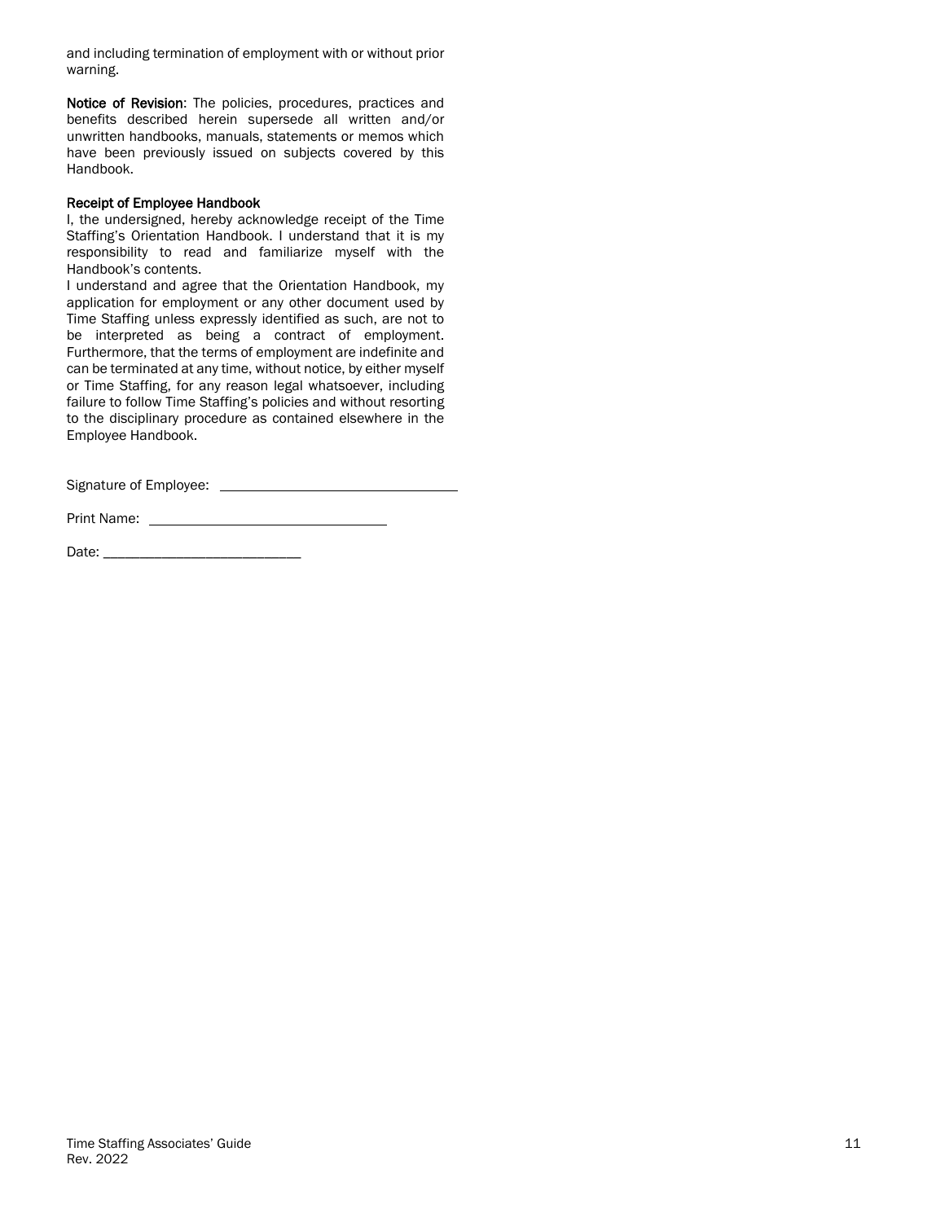and including termination of employment with or without prior warning.

**Notice of Revision**: The policies, procedures, practices and benefits described herein supersede all written and/or unwritten handbooks, manuals, statements or memos which have been previously issued on subjects covered by this Handbook.

**Receipt of Employee Handbook**

I, the undersigned, hereby acknowledge receipt of the Time Staffing's Orientation Handbook. I understand that it is my responsibility to read and familiarize myself with the Handbook's contents.

I understand and agree that the Orientation Handbook, my application for employment or any other document used by Time Staffing unless expressly identified as such, are not to be interpreted as being a contract of employment. Furthermore, that the terms of employment are indefinite and can be terminated at any time, without notice, by either myself or Time Staffing, for any reason legal whatsoever, including failure to follow Time Staffing's policies and without resorting to the disciplinary procedure as contained elsewhere in the Employee Handbook.

Signature of Employee: ________________________________

Print Name: ________________________________

Date: ___________________________